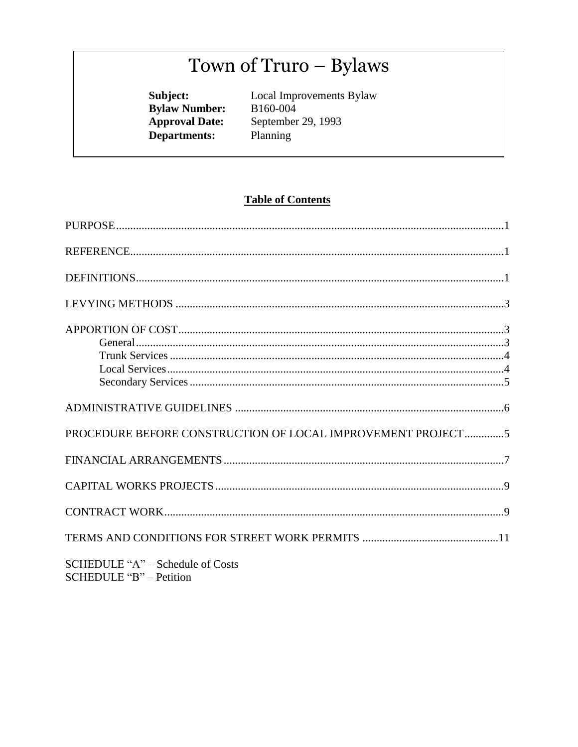# Town of Truro – Bylaws

**Subject:** Local Improvements Bylaw
**Bylaw Number:** B160-004
**Approval Date:** September 29, 1993
**Departments:** Planning

## Table of Contents

PURPOSE....1

REFERENCE....1

DEFINITIONS....1

LEVYING METHODS....3

APPORTION OF COST....3
- General....3
- Trunk Services....4
- Local Services....4
- Secondary Services....5

ADMINISTRATIVE GUIDELINES....6

PROCEDURE BEFORE CONSTRUCTION OF LOCAL IMPROVEMENT PROJECT....5

FINANCIAL ARRANGEMENTS....7

CAPITAL WORKS PROJECTS....9

CONTRACT WORK....9

TERMS AND CONDITIONS FOR STREET WORK PERMITS....11

SCHEDULE “A” – Schedule of Costs
SCHEDULE “B” – Petition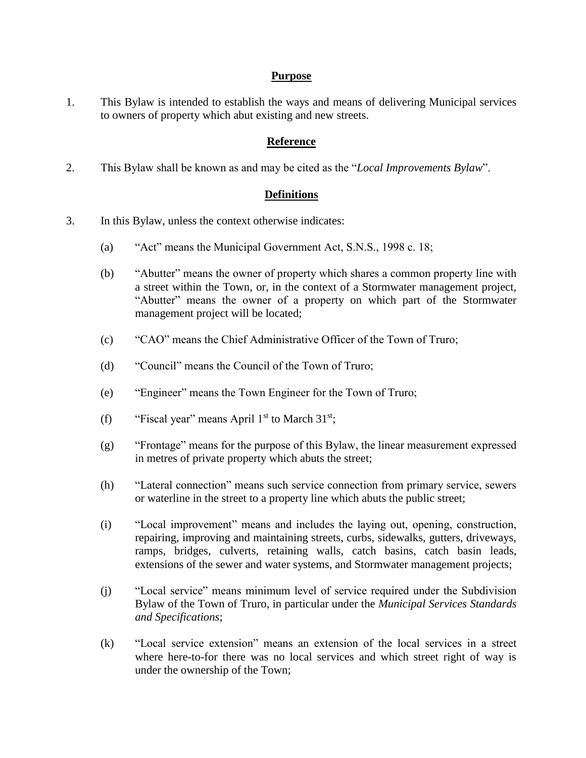## Purpose

1. This Bylaw is intended to establish the ways and means of delivering Municipal services to owners of property which abut existing and new streets.

## Reference

2. This Bylaw shall be known as and may be cited as the "*Local Improvements Bylaw*".

## Definitions

3. In this Bylaw, unless the context otherwise indicates:

   (a) "Act" means the Municipal Government Act, S.N.S., 1998 c. 18;

   (b) "Abutter" means the owner of property which shares a common property line with a street within the Town, or, in the context of a Stormwater management project, "Abutter" means the owner of a property on which part of the Stormwater management project will be located;

   (c) "CAO" means the Chief Administrative Officer of the Town of Truro;

   (d) "Council" means the Council of the Town of Truro;

   (e) "Engineer" means the Town Engineer for the Town of Truro;

   (f) "Fiscal year" means April 1st to March 31st;

   (g) "Frontage" means for the purpose of this Bylaw, the linear measurement expressed in metres of private property which abuts the street;

   (h) "Lateral connection" means such service connection from primary service, sewers or waterline in the street to a property line which abuts the public street;

   (i) "Local improvement" means and includes the laying out, opening, construction, repairing, improving and maintaining streets, curbs, sidewalks, gutters, driveways, ramps, bridges, culverts, retaining walls, catch basins, catch basin leads, extensions of the sewer and water systems, and Stormwater management projects;

   (j) "Local service" means minimum level of service required under the Subdivision Bylaw of the Town of Truro, in particular under the *Municipal Services Standards and Specifications*;

   (k) "Local service extension" means an extension of the local services in a street where here-to-for there was no local services and which street right of way is under the ownership of the Town;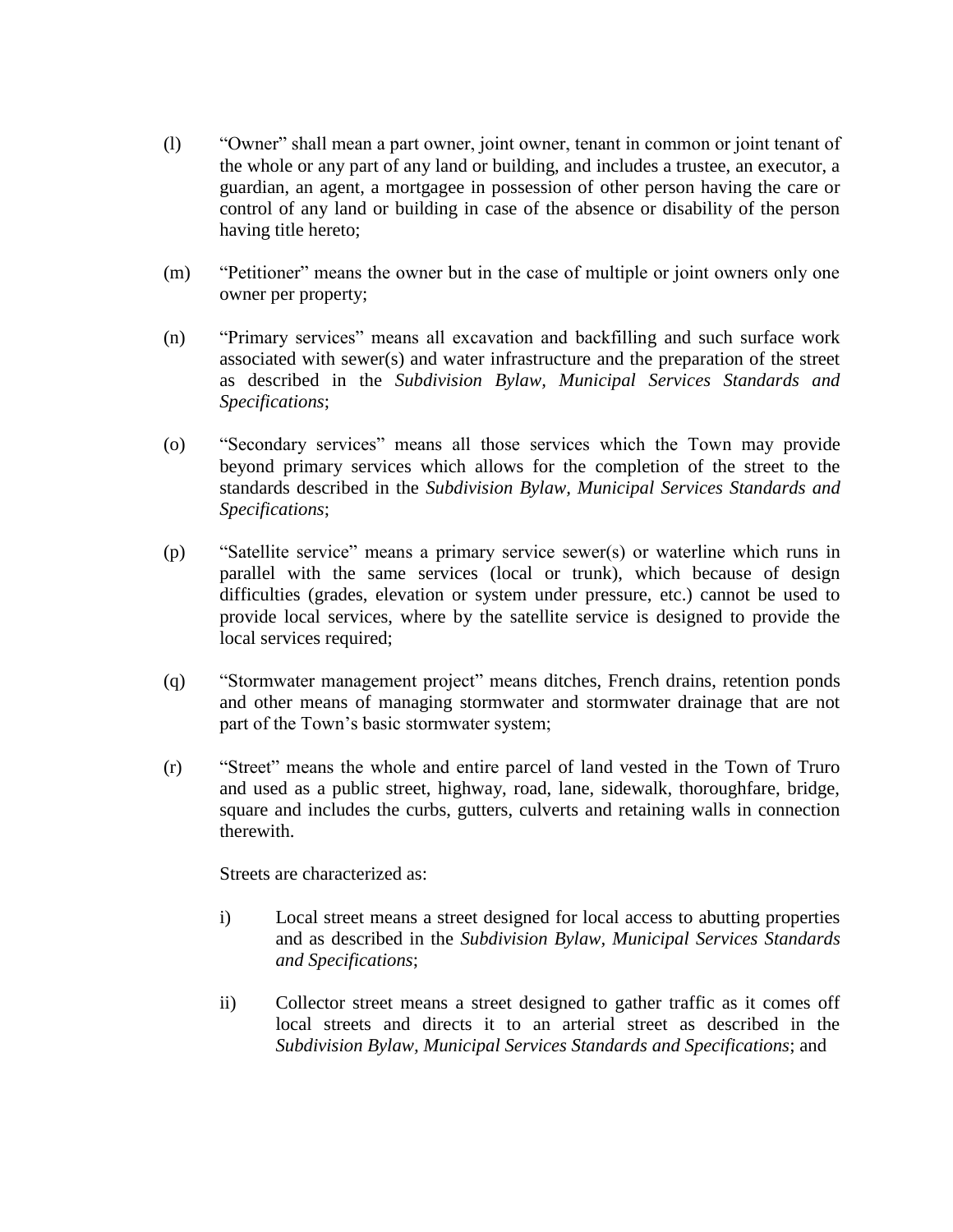(l) "Owner" shall mean a part owner, joint owner, tenant in common or joint tenant of the whole or any part of any land or building, and includes a trustee, an executor, a guardian, an agent, a mortgagee in possession of other person having the care or control of any land or building in case of the absence or disability of the person having title hereto;

(m) "Petitioner" means the owner but in the case of multiple or joint owners only one owner per property;

(n) "Primary services" means all excavation and backfilling and such surface work associated with sewer(s) and water infrastructure and the preparation of the street as described in the *Subdivision Bylaw, Municipal Services Standards and Specifications*;

(o) "Secondary services" means all those services which the Town may provide beyond primary services which allows for the completion of the street to the standards described in the *Subdivision Bylaw, Municipal Services Standards and Specifications*;

(p) "Satellite service" means a primary service sewer(s) or waterline which runs in parallel with the same services (local or trunk), which because of design difficulties (grades, elevation or system under pressure, etc.) cannot be used to provide local services, where by the satellite service is designed to provide the local services required;

(q) "Stormwater management project" means ditches, French drains, retention ponds and other means of managing stormwater and stormwater drainage that are not part of the Town's basic stormwater system;

(r) "Street" means the whole and entire parcel of land vested in the Town of Truro and used as a public street, highway, road, lane, sidewalk, thoroughfare, bridge, square and includes the curbs, gutters, culverts and retaining walls in connection therewith.

Streets are characterized as:

i) Local street means a street designed for local access to abutting properties and as described in the *Subdivision Bylaw, Municipal Services Standards and Specifications*;

ii) Collector street means a street designed to gather traffic as it comes off local streets and directs it to an arterial street as described in the *Subdivision Bylaw, Municipal Services Standards and Specifications*; and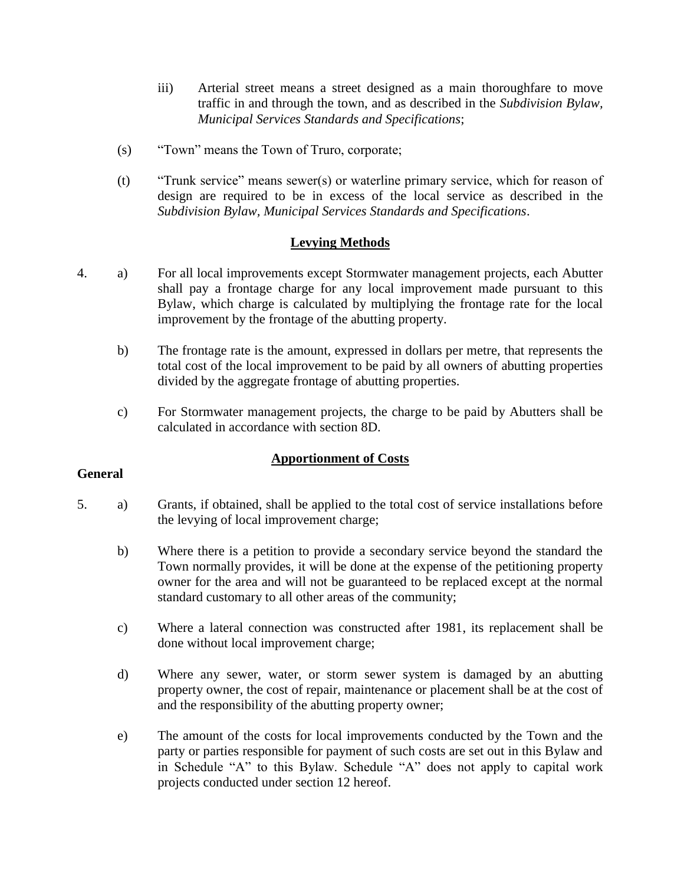iii) Arterial street means a street designed as a main thoroughfare to move traffic in and through the town, and as described in the *Subdivision Bylaw, Municipal Services Standards and Specifications*;

(s) "Town" means the Town of Truro, corporate;

(t) "Trunk service" means sewer(s) or waterline primary service, which for reason of design are required to be in excess of the local service as described in the *Subdivision Bylaw, Municipal Services Standards and Specifications*.

## Levying Methods

4. a) For all local improvements except Stormwater management projects, each Abutter shall pay a frontage charge for any local improvement made pursuant to this Bylaw, which charge is calculated by multiplying the frontage rate for the local improvement by the frontage of the abutting property.

   b) The frontage rate is the amount, expressed in dollars per metre, that represents the total cost of the local improvement to be paid by all owners of abutting properties divided by the aggregate frontage of abutting properties.

   c) For Stormwater management projects, the charge to be paid by Abutters shall be calculated in accordance with section 8D.

## Apportionment of Costs

### General

5. a) Grants, if obtained, shall be applied to the total cost of service installations before the levying of local improvement charge;

   b) Where there is a petition to provide a secondary service beyond the standard the Town normally provides, it will be done at the expense of the petitioning property owner for the area and will not be guaranteed to be replaced except at the normal standard customary to all other areas of the community;

   c) Where a lateral connection was constructed after 1981, its replacement shall be done without local improvement charge;

   d) Where any sewer, water, or storm sewer system is damaged by an abutting property owner, the cost of repair, maintenance or placement shall be at the cost of and the responsibility of the abutting property owner;

   e) The amount of the costs for local improvements conducted by the Town and the party or parties responsible for payment of such costs are set out in this Bylaw and in Schedule "A" to this Bylaw. Schedule "A" does not apply to capital work projects conducted under section 12 hereof.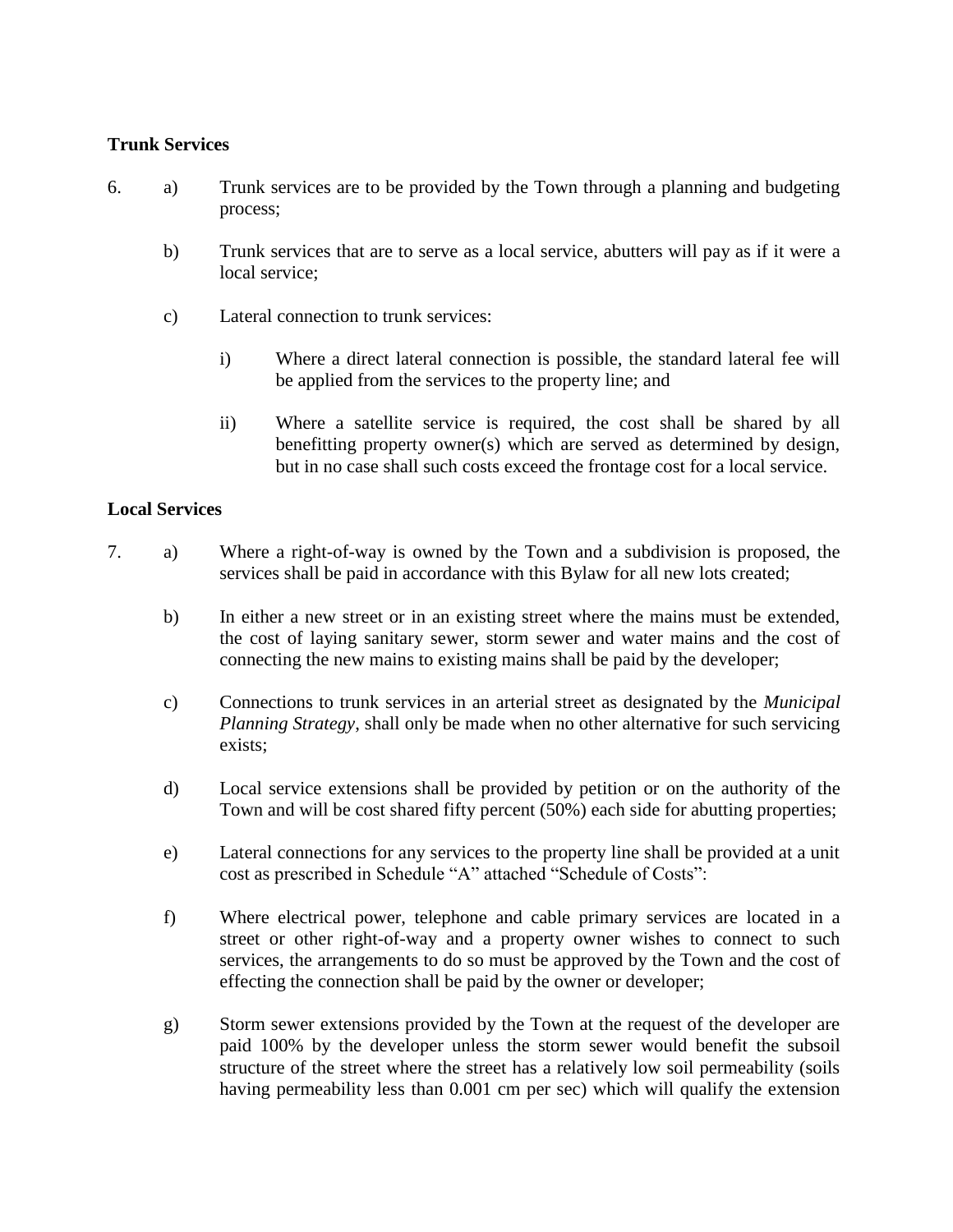**Trunk Services**

6. a) Trunk services are to be provided by the Town through a planning and budgeting process;

   b) Trunk services that are to serve as a local service, abutters will pay as if it were a local service;

   c) Lateral connection to trunk services:

      i) Where a direct lateral connection is possible, the standard lateral fee will be applied from the services to the property line; and

      ii) Where a satellite service is required, the cost shall be shared by all benefitting property owner(s) which are served as determined by design, but in no case shall such costs exceed the frontage cost for a local service.

**Local Services**

7. a) Where a right-of-way is owned by the Town and a subdivision is proposed, the services shall be paid in accordance with this Bylaw for all new lots created;

   b) In either a new street or in an existing street where the mains must be extended, the cost of laying sanitary sewer, storm sewer and water mains and the cost of connecting the new mains to existing mains shall be paid by the developer;

   c) Connections to trunk services in an arterial street as designated by the *Municipal Planning Strategy*, shall only be made when no other alternative for such servicing exists;

   d) Local service extensions shall be provided by petition or on the authority of the Town and will be cost shared fifty percent (50%) each side for abutting properties;

   e) Lateral connections for any services to the property line shall be provided at a unit cost as prescribed in Schedule "A" attached "Schedule of Costs":

   f) Where electrical power, telephone and cable primary services are located in a street or other right-of-way and a property owner wishes to connect to such services, the arrangements to do so must be approved by the Town and the cost of effecting the connection shall be paid by the owner or developer;

   g) Storm sewer extensions provided by the Town at the request of the developer are paid 100% by the developer unless the storm sewer would benefit the subsoil structure of the street where the street has a relatively low soil permeability (soils having permeability less than 0.001 cm per sec) which will qualify the extension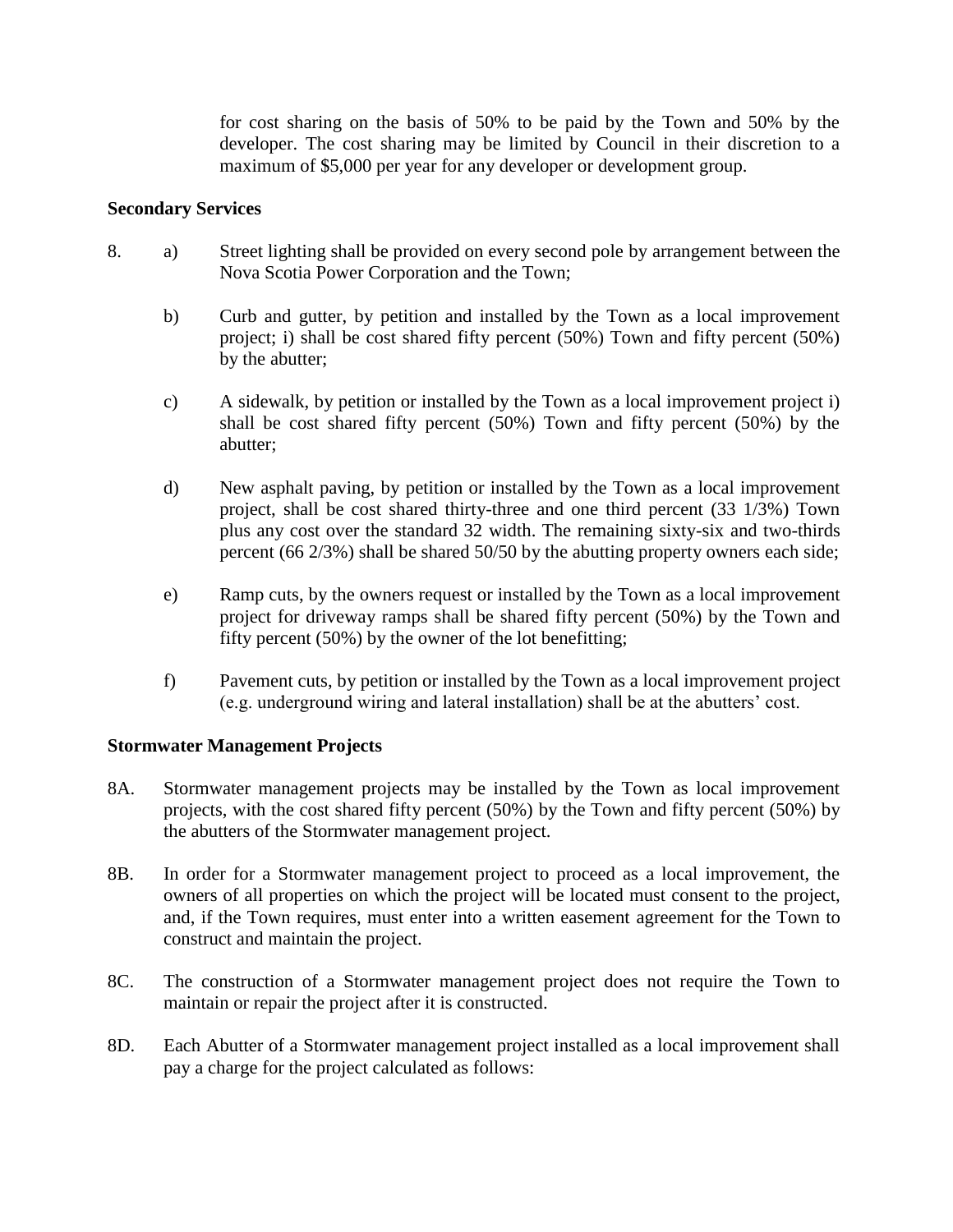for cost sharing on the basis of 50% to be paid by the Town and 50% by the developer. The cost sharing may be limited by Council in their discretion to a maximum of $5,000 per year for any developer or development group.

**Secondary Services**

8. a) Street lighting shall be provided on every second pole by arrangement between the Nova Scotia Power Corporation and the Town;

   b) Curb and gutter, by petition and installed by the Town as a local improvement project; i) shall be cost shared fifty percent (50%) Town and fifty percent (50%) by the abutter;

   c) A sidewalk, by petition or installed by the Town as a local improvement project i) shall be cost shared fifty percent (50%) Town and fifty percent (50%) by the abutter;

   d) New asphalt paving, by petition or installed by the Town as a local improvement project, shall be cost shared thirty-three and one third percent (33 1/3%) Town plus any cost over the standard 32 width. The remaining sixty-six and two-thirds percent (66 2/3%) shall be shared 50/50 by the abutting property owners each side;

   e) Ramp cuts, by the owners request or installed by the Town as a local improvement project for driveway ramps shall be shared fifty percent (50%) by the Town and fifty percent (50%) by the owner of the lot benefitting;

   f) Pavement cuts, by petition or installed by the Town as a local improvement project (e.g. underground wiring and lateral installation) shall be at the abutters' cost.

**Stormwater Management Projects**

8A. Stormwater management projects may be installed by the Town as local improvement projects, with the cost shared fifty percent (50%) by the Town and fifty percent (50%) by the abutters of the Stormwater management project.

8B. In order for a Stormwater management project to proceed as a local improvement, the owners of all properties on which the project will be located must consent to the project, and, if the Town requires, must enter into a written easement agreement for the Town to construct and maintain the project.

8C. The construction of a Stormwater management project does not require the Town to maintain or repair the project after it is constructed.

8D. Each Abutter of a Stormwater management project installed as a local improvement shall pay a charge for the project calculated as follows: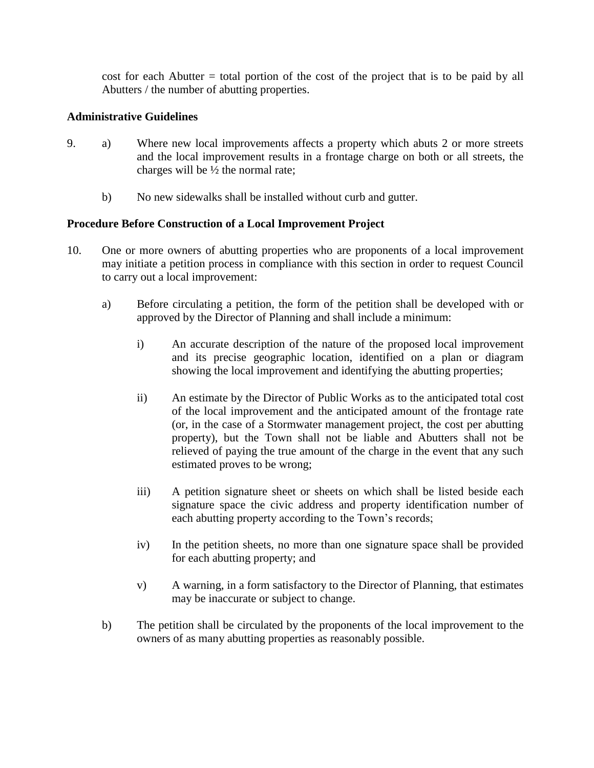cost for each Abutter = total portion of the cost of the project that is to be paid by all Abutters / the number of abutting properties.

**Administrative Guidelines**

9. a) Where new local improvements affects a property which abuts 2 or more streets and the local improvement results in a frontage charge on both or all streets, the charges will be ½ the normal rate;

   b) No new sidewalks shall be installed without curb and gutter.

**Procedure Before Construction of a Local Improvement Project**

10. One or more owners of abutting properties who are proponents of a local improvement may initiate a petition process in compliance with this section in order to request Council to carry out a local improvement:

    a) Before circulating a petition, the form of the petition shall be developed with or approved by the Director of Planning and shall include a minimum:

       i) An accurate description of the nature of the proposed local improvement and its precise geographic location, identified on a plan or diagram showing the local improvement and identifying the abutting properties;

       ii) An estimate by the Director of Public Works as to the anticipated total cost of the local improvement and the anticipated amount of the frontage rate (or, in the case of a Stormwater management project, the cost per abutting property), but the Town shall not be liable and Abutters shall not be relieved of paying the true amount of the charge in the event that any such estimated proves to be wrong;

       iii) A petition signature sheet or sheets on which shall be listed beside each signature space the civic address and property identification number of each abutting property according to the Town's records;

       iv) In the petition sheets, no more than one signature space shall be provided for each abutting property; and

       v) A warning, in a form satisfactory to the Director of Planning, that estimates may be inaccurate or subject to change.

    b) The petition shall be circulated by the proponents of the local improvement to the owners of as many abutting properties as reasonably possible.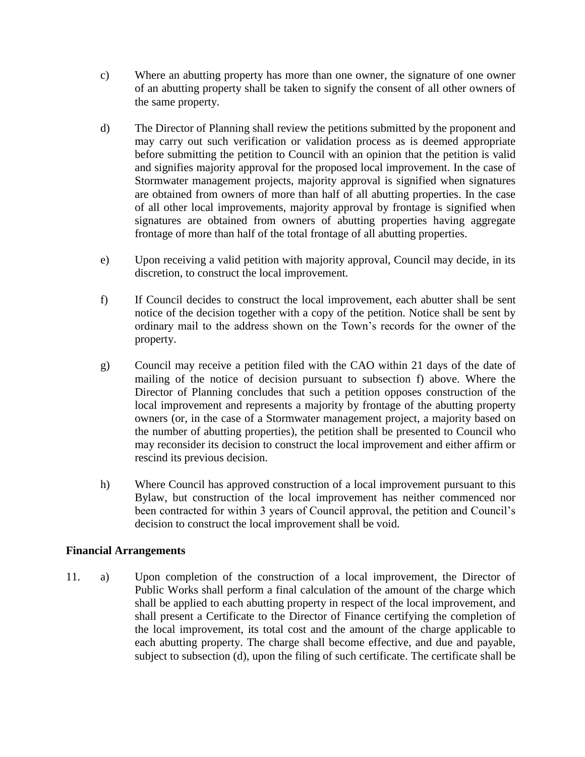c) Where an abutting property has more than one owner, the signature of one owner of an abutting property shall be taken to signify the consent of all other owners of the same property.

d) The Director of Planning shall review the petitions submitted by the proponent and may carry out such verification or validation process as is deemed appropriate before submitting the petition to Council with an opinion that the petition is valid and signifies majority approval for the proposed local improvement. In the case of Stormwater management projects, majority approval is signified when signatures are obtained from owners of more than half of all abutting properties. In the case of all other local improvements, majority approval by frontage is signified when signatures are obtained from owners of abutting properties having aggregate frontage of more than half of the total frontage of all abutting properties.

e) Upon receiving a valid petition with majority approval, Council may decide, in its discretion, to construct the local improvement.

f) If Council decides to construct the local improvement, each abutter shall be sent notice of the decision together with a copy of the petition. Notice shall be sent by ordinary mail to the address shown on the Town's records for the owner of the property.

g) Council may receive a petition filed with the CAO within 21 days of the date of mailing of the notice of decision pursuant to subsection f) above. Where the Director of Planning concludes that such a petition opposes construction of the local improvement and represents a majority by frontage of the abutting property owners (or, in the case of a Stormwater management project, a majority based on the number of abutting properties), the petition shall be presented to Council who may reconsider its decision to construct the local improvement and either affirm or rescind its previous decision.

h) Where Council has approved construction of a local improvement pursuant to this Bylaw, but construction of the local improvement has neither commenced nor been contracted for within 3 years of Council approval, the petition and Council's decision to construct the local improvement shall be void.

**Financial Arrangements**

11. a) Upon completion of the construction of a local improvement, the Director of Public Works shall perform a final calculation of the amount of the charge which shall be applied to each abutting property in respect of the local improvement, and shall present a Certificate to the Director of Finance certifying the completion of the local improvement, its total cost and the amount of the charge applicable to each abutting property. The charge shall become effective, and due and payable, subject to subsection (d), upon the filing of such certificate. The certificate shall be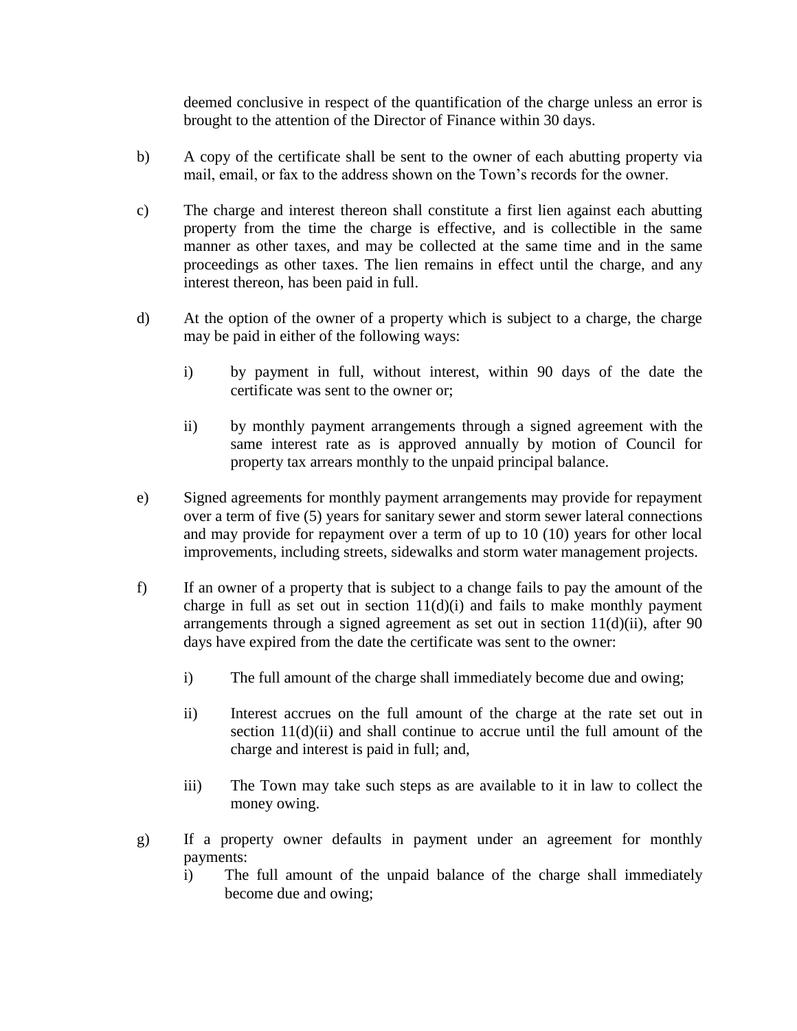deemed conclusive in respect of the quantification of the charge unless an error is brought to the attention of the Director of Finance within 30 days.

b) A copy of the certificate shall be sent to the owner of each abutting property via mail, email, or fax to the address shown on the Town's records for the owner.

c) The charge and interest thereon shall constitute a first lien against each abutting property from the time the charge is effective, and is collectible in the same manner as other taxes, and may be collected at the same time and in the same proceedings as other taxes. The lien remains in effect until the charge, and any interest thereon, has been paid in full.

d) At the option of the owner of a property which is subject to a charge, the charge may be paid in either of the following ways:

   i) by payment in full, without interest, within 90 days of the date the certificate was sent to the owner or;

   ii) by monthly payment arrangements through a signed agreement with the same interest rate as is approved annually by motion of Council for property tax arrears monthly to the unpaid principal balance.

e) Signed agreements for monthly payment arrangements may provide for repayment over a term of five (5) years for sanitary sewer and storm sewer lateral connections and may provide for repayment over a term of up to 10 (10) years for other local improvements, including streets, sidewalks and storm water management projects.

f) If an owner of a property that is subject to a change fails to pay the amount of the charge in full as set out in section 11(d)(i) and fails to make monthly payment arrangements through a signed agreement as set out in section 11(d)(ii), after 90 days have expired from the date the certificate was sent to the owner:

   i) The full amount of the charge shall immediately become due and owing;

   ii) Interest accrues on the full amount of the charge at the rate set out in section 11(d)(ii) and shall continue to accrue until the full amount of the charge and interest is paid in full; and,

   iii) The Town may take such steps as are available to it in law to collect the money owing.

g) If a property owner defaults in payment under an agreement for monthly payments:

   i) The full amount of the unpaid balance of the charge shall immediately become due and owing;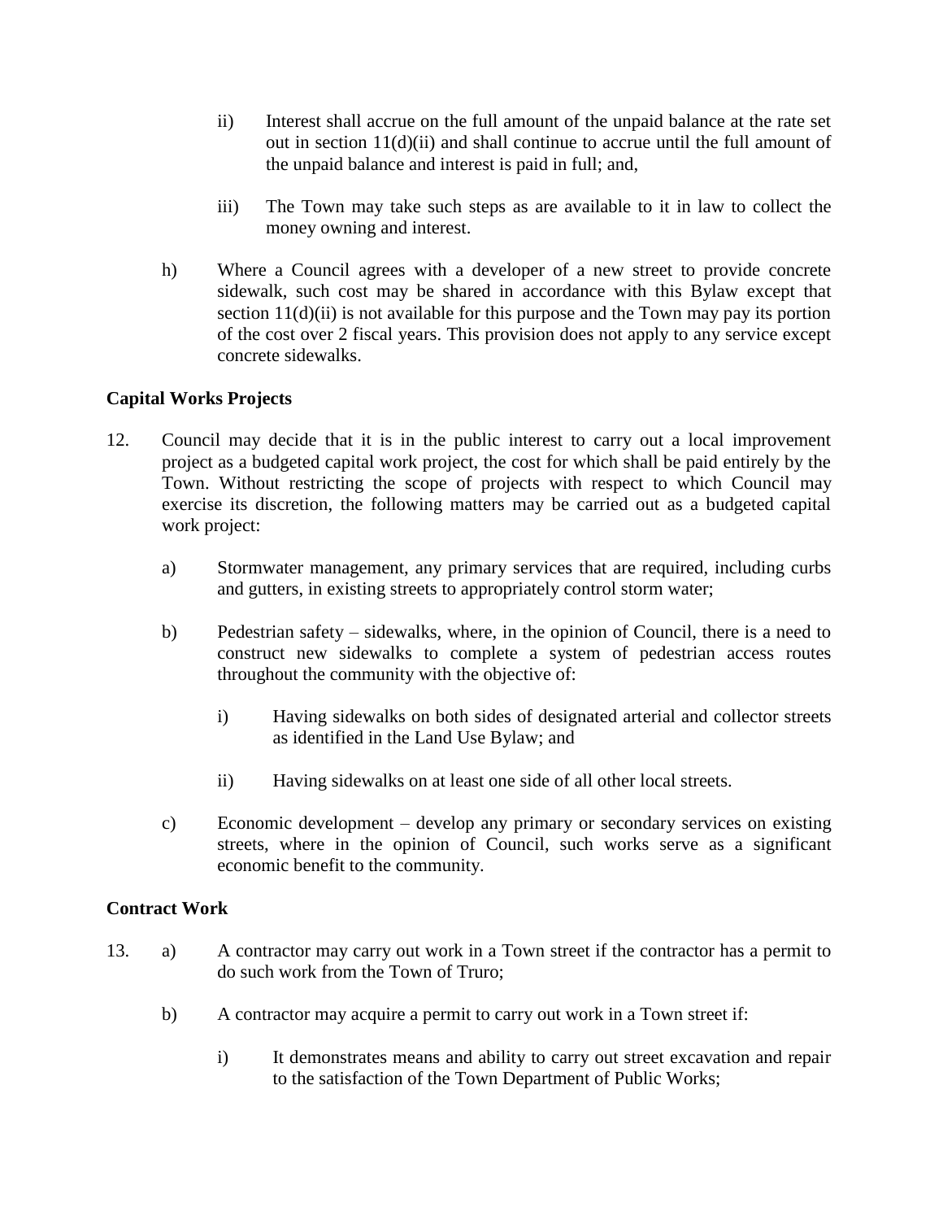ii) Interest shall accrue on the full amount of the unpaid balance at the rate set out in section 11(d)(ii) and shall continue to accrue until the full amount of the unpaid balance and interest is paid in full; and,

iii) The Town may take such steps as are available to it in law to collect the money owning and interest.

h) Where a Council agrees with a developer of a new street to provide concrete sidewalk, such cost may be shared in accordance with this Bylaw except that section 11(d)(ii) is not available for this purpose and the Town may pay its portion of the cost over 2 fiscal years. This provision does not apply to any service except concrete sidewalks.

**Capital Works Projects**

12. Council may decide that it is in the public interest to carry out a local improvement project as a budgeted capital work project, the cost for which shall be paid entirely by the Town. Without restricting the scope of projects with respect to which Council may exercise its discretion, the following matters may be carried out as a budgeted capital work project:

   a) Stormwater management, any primary services that are required, including curbs and gutters, in existing streets to appropriately control storm water;

   b) Pedestrian safety – sidewalks, where, in the opinion of Council, there is a need to construct new sidewalks to complete a system of pedestrian access routes throughout the community with the objective of:

      i) Having sidewalks on both sides of designated arterial and collector streets as identified in the Land Use Bylaw; and

      ii) Having sidewalks on at least one side of all other local streets.

   c) Economic development – develop any primary or secondary services on existing streets, where in the opinion of Council, such works serve as a significant economic benefit to the community.

**Contract Work**

13. a) A contractor may carry out work in a Town street if the contractor has a permit to do such work from the Town of Truro;

   b) A contractor may acquire a permit to carry out work in a Town street if:

      i) It demonstrates means and ability to carry out street excavation and repair to the satisfaction of the Town Department of Public Works;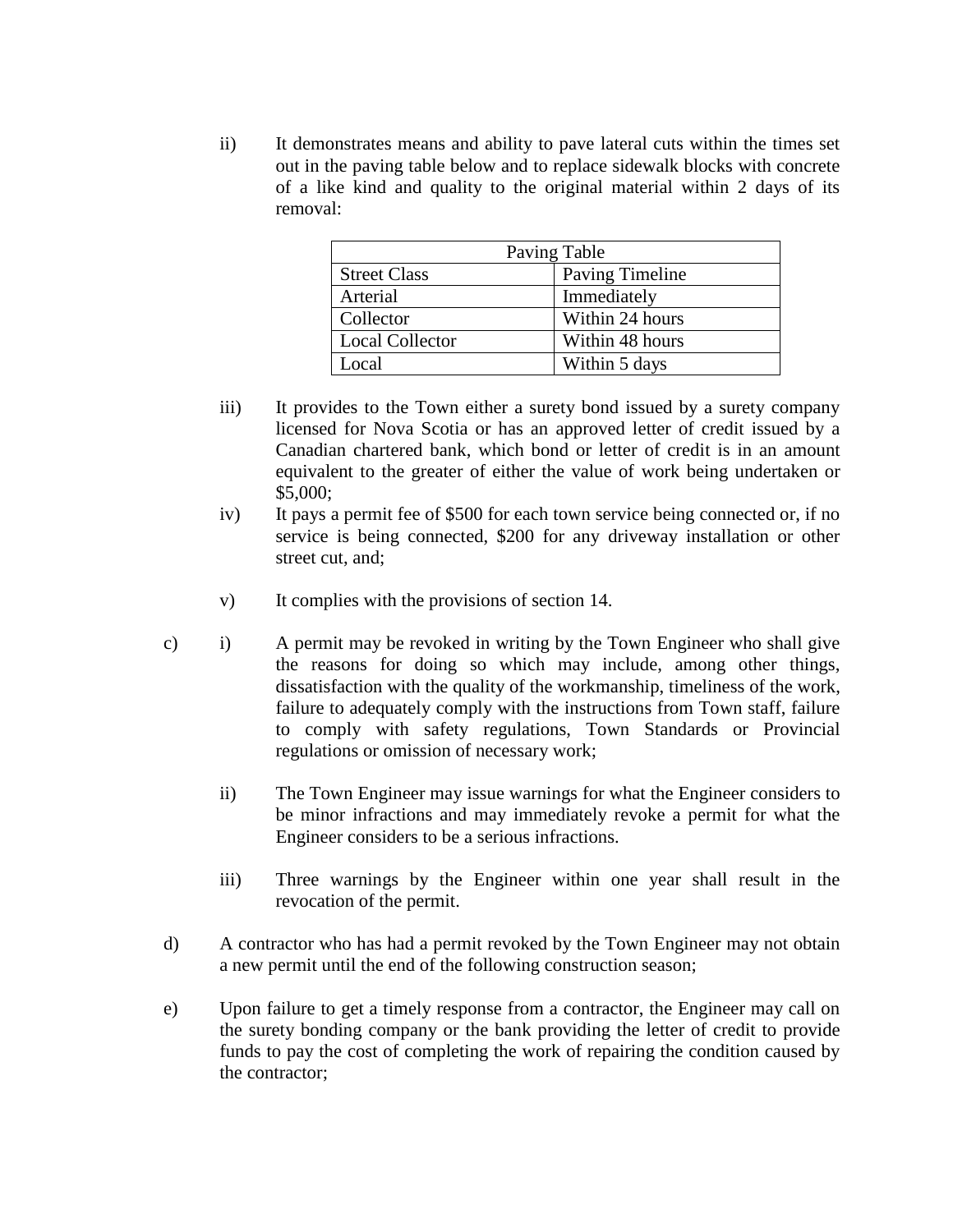ii) It demonstrates means and ability to pave lateral cuts within the times set out in the paving table below and to replace sidewalk blocks with concrete of a like kind and quality to the original material within 2 days of its removal:

| Paving Table | |
|---|---|
| Street Class | Paving Timeline |
| Arterial | Immediately |
| Collector | Within 24 hours |
| Local Collector | Within 48 hours |
| Local | Within 5 days |

iii) It provides to the Town either a surety bond issued by a surety company licensed for Nova Scotia or has an approved letter of credit issued by a Canadian chartered bank, which bond or letter of credit is in an amount equivalent to the greater of either the value of work being undertaken or $5,000;

iv) It pays a permit fee of $500 for each town service being connected or, if no service is being connected, $200 for any driveway installation or other street cut, and;

v) It complies with the provisions of section 14.

c) i) A permit may be revoked in writing by the Town Engineer who shall give the reasons for doing so which may include, among other things, dissatisfaction with the quality of the workmanship, timeliness of the work, failure to adequately comply with the instructions from Town staff, failure to comply with safety regulations, Town Standards or Provincial regulations or omission of necessary work;

ii) The Town Engineer may issue warnings for what the Engineer considers to be minor infractions and may immediately revoke a permit for what the Engineer considers to be a serious infractions.

iii) Three warnings by the Engineer within one year shall result in the revocation of the permit.

d) A contractor who has had a permit revoked by the Town Engineer may not obtain a new permit until the end of the following construction season;

e) Upon failure to get a timely response from a contractor, the Engineer may call on the surety bonding company or the bank providing the letter of credit to provide funds to pay the cost of completing the work of repairing the condition caused by the contractor;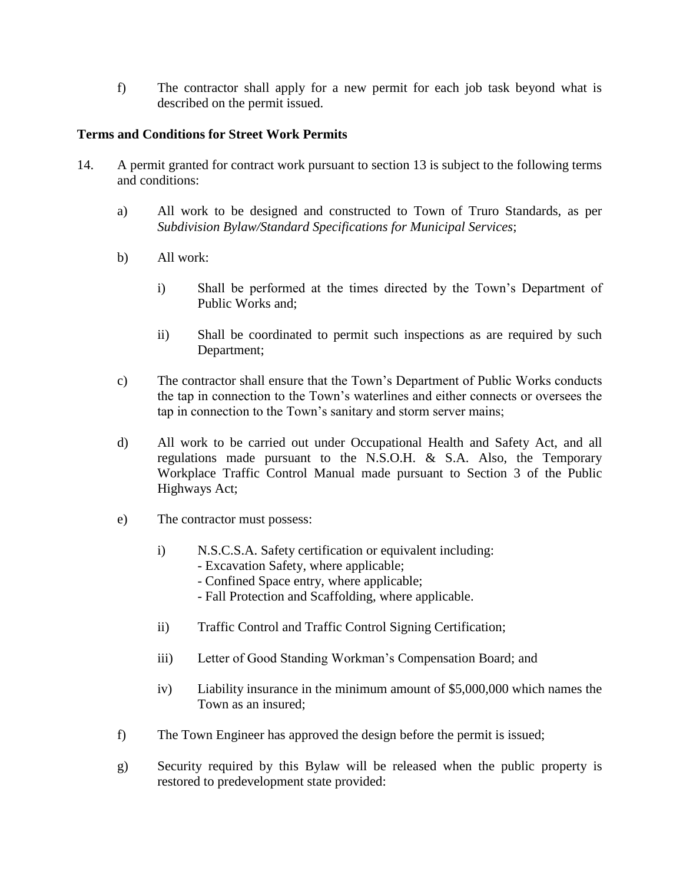f) The contractor shall apply for a new permit for each job task beyond what is described on the permit issued.

**Terms and Conditions for Street Work Permits**

14. A permit granted for contract work pursuant to section 13 is subject to the following terms and conditions:

    a) All work to be designed and constructed to Town of Truro Standards, as per *Subdivision Bylaw/Standard Specifications for Municipal Services*;

    b) All work:

        i) Shall be performed at the times directed by the Town's Department of Public Works and;

        ii) Shall be coordinated to permit such inspections as are required by such Department;

    c) The contractor shall ensure that the Town's Department of Public Works conducts the tap in connection to the Town's waterlines and either connects or oversees the tap in connection to the Town's sanitary and storm server mains;

    d) All work to be carried out under Occupational Health and Safety Act, and all regulations made pursuant to the N.S.O.H. & S.A. Also, the Temporary Workplace Traffic Control Manual made pursuant to Section 3 of the Public Highways Act;

    e) The contractor must possess:

        i) N.S.C.S.A. Safety certification or equivalent including:
        - Excavation Safety, where applicable;
        - Confined Space entry, where applicable;
        - Fall Protection and Scaffolding, where applicable.

        ii) Traffic Control and Traffic Control Signing Certification;

        iii) Letter of Good Standing Workman's Compensation Board; and

        iv) Liability insurance in the minimum amount of $5,000,000 which names the Town as an insured;

    f) The Town Engineer has approved the design before the permit is issued;

    g) Security required by this Bylaw will be released when the public property is restored to predevelopment state provided: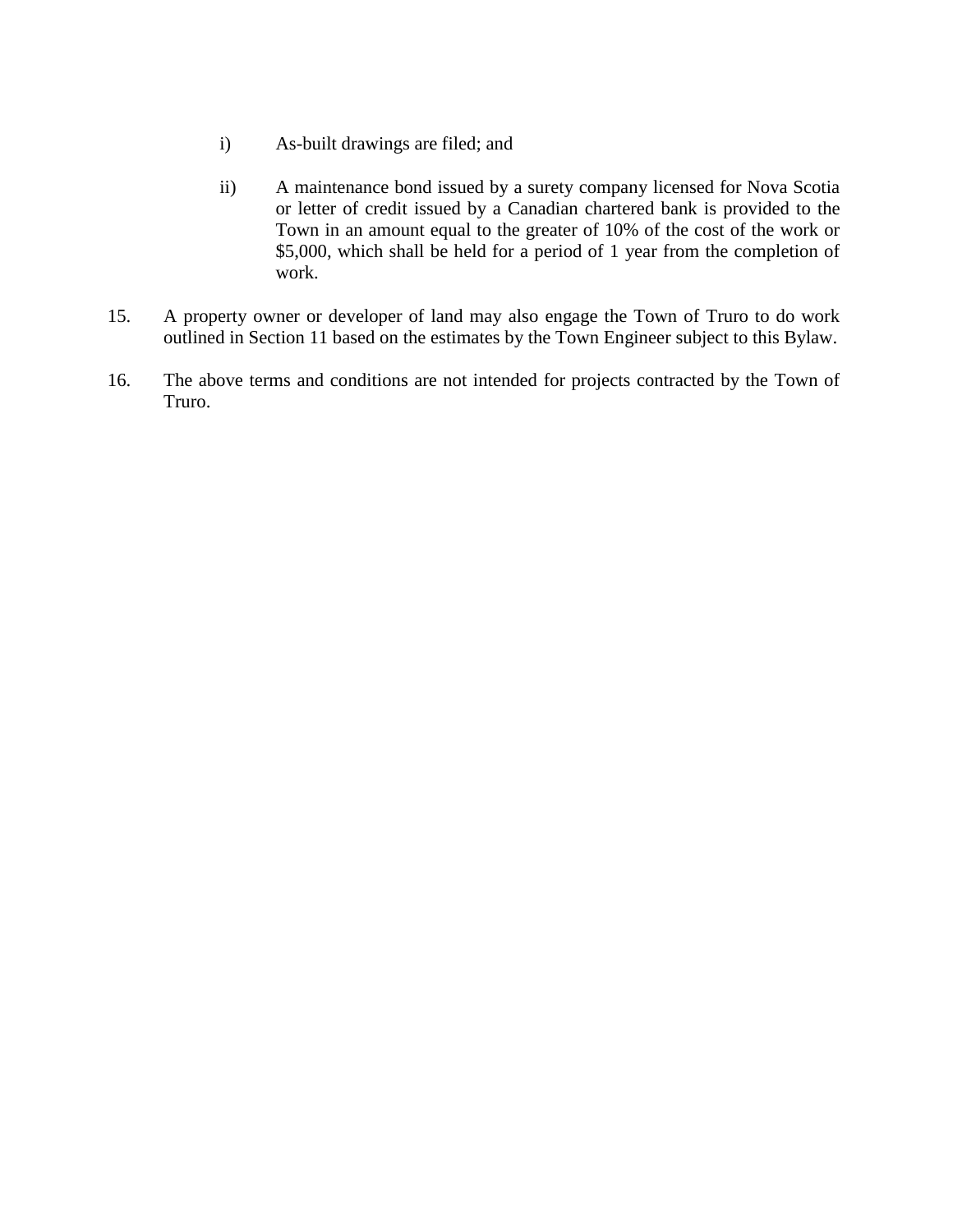i) As-built drawings are filed; and

ii) A maintenance bond issued by a surety company licensed for Nova Scotia or letter of credit issued by a Canadian chartered bank is provided to the Town in an amount equal to the greater of 10% of the cost of the work or $5,000, which shall be held for a period of 1 year from the completion of work.

15. A property owner or developer of land may also engage the Town of Truro to do work outlined in Section 11 based on the estimates by the Town Engineer subject to this Bylaw.

16. The above terms and conditions are not intended for projects contracted by the Town of Truro.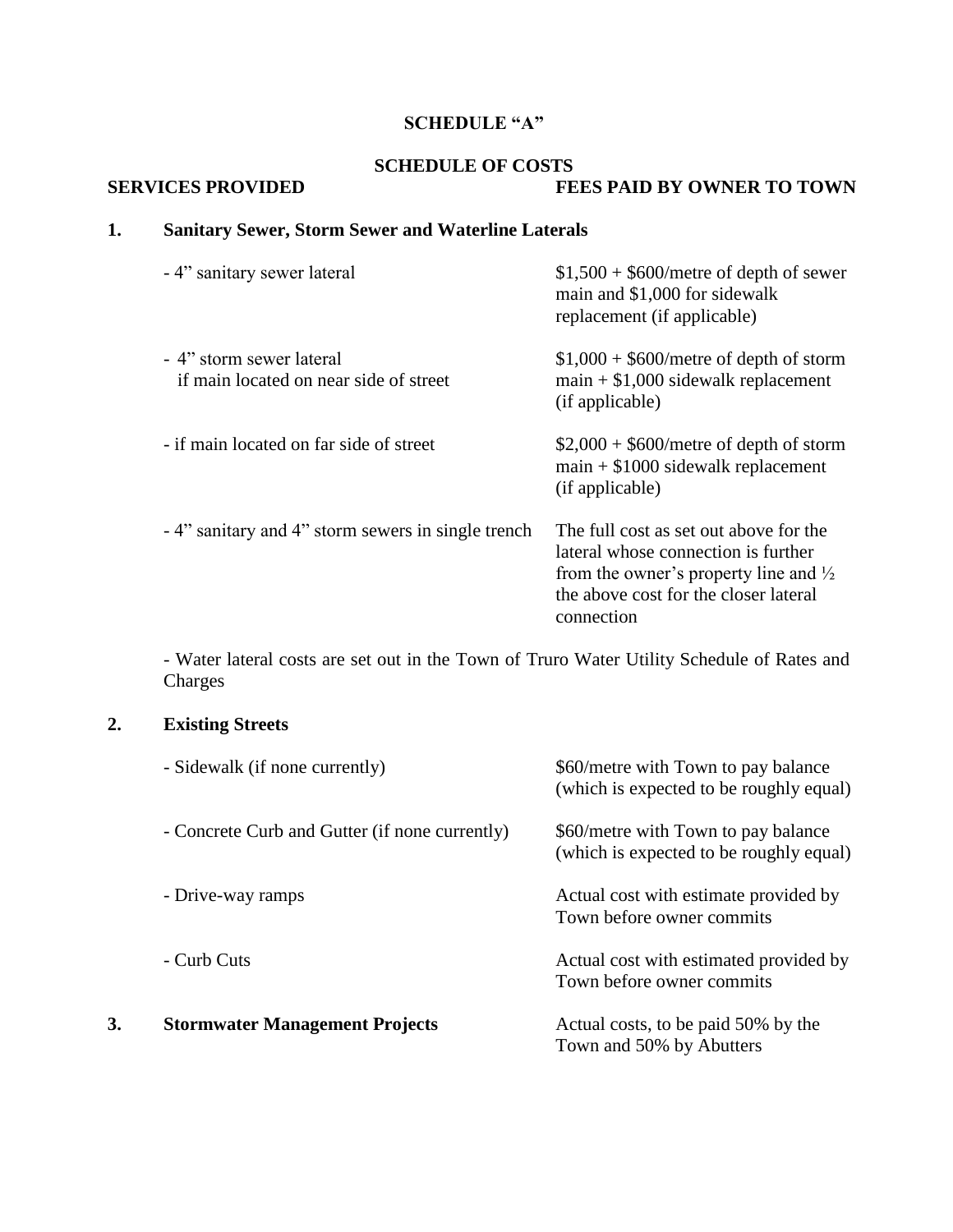**SCHEDULE "A"**

**SCHEDULE OF COSTS**

| SERVICES PROVIDED | FEES PAID BY OWNER TO TOWN |
|---|---|
| **1. Sanitary Sewer, Storm Sewer and Waterline Laterals** | |
| - 4" sanitary sewer lateral | $1,500 + $600/metre of depth of sewer main and $1,000 for sidewalk replacement (if applicable) |
| - 4" storm sewer lateral if main located on near side of street | $1,000 + $600/metre of depth of storm main + $1,000 sidewalk replacement (if applicable) |
| - if main located on far side of street | $2,000 + $600/metre of depth of storm main + $1000 sidewalk replacement (if applicable) |
| - 4" sanitary and 4" storm sewers in single trench | The full cost as set out above for the lateral whose connection is further from the owner's property line and ½ the above cost for the closer lateral connection |

- Water lateral costs are set out in the Town of Truro Water Utility Schedule of Rates and Charges

| SERVICES PROVIDED | FEES PAID BY OWNER TO TOWN |
|---|---|
| **2. Existing Streets** | |
| - Sidewalk (if none currently) | $60/metre with Town to pay balance (which is expected to be roughly equal) |
| - Concrete Curb and Gutter (if none currently) | $60/metre with Town to pay balance (which is expected to be roughly equal) |
| - Drive-way ramps | Actual cost with estimate provided by Town before owner commits |
| - Curb Cuts | Actual cost with estimated provided by Town before owner commits |
| **3. Stormwater Management Projects** | Actual costs, to be paid 50% by the Town and 50% by Abutters |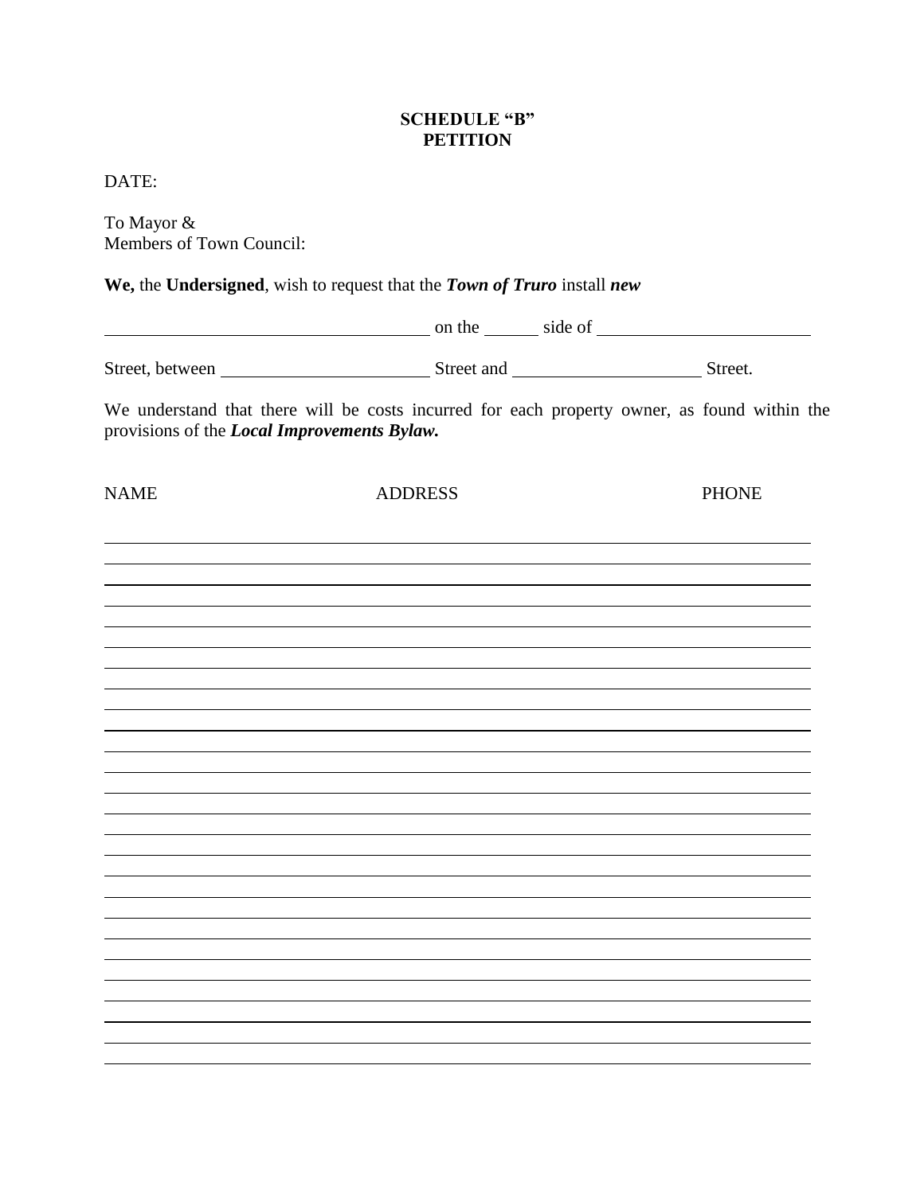**SCHEDULE "B"**
**PETITION**

DATE:

To Mayor &
Members of Town Council:

**We,** the **Undersigned**, wish to request that the ***Town of Truro*** install ***new***

\_\_\_\_\_\_\_\_\_\_\_\_\_\_\_\_\_\_\_\_\_\_\_\_\_\_\_\_\_\_\_\_\_\_ on the \_\_\_\_\_ side of \_\_\_\_\_\_\_\_\_\_\_\_\_\_\_\_\_\_\_\_\_\_

Street, between \_\_\_\_\_\_\_\_\_\_\_\_\_\_\_\_\_\_\_\_\_ Street and \_\_\_\_\_\_\_\_\_\_\_\_\_\_\_\_\_\_\_ Street.

We understand that there will be costs incurred for each property owner, as found within the provisions of the ***Local Improvements Bylaw.***

| NAME | ADDRESS | PHONE |
|---|---|---|
| | | |
| | | |
| | | |
| | | |
| | | |
| | | |
| | | |
| | | |
| | | |
| | | |
| | | |
| | | |
| | | |
| | | |
| | | |
| | | |
| | | |
| | | |
| | | |
| | | |
| | | |
| | | |
| | | |
| | | |
| | | |
| | | |